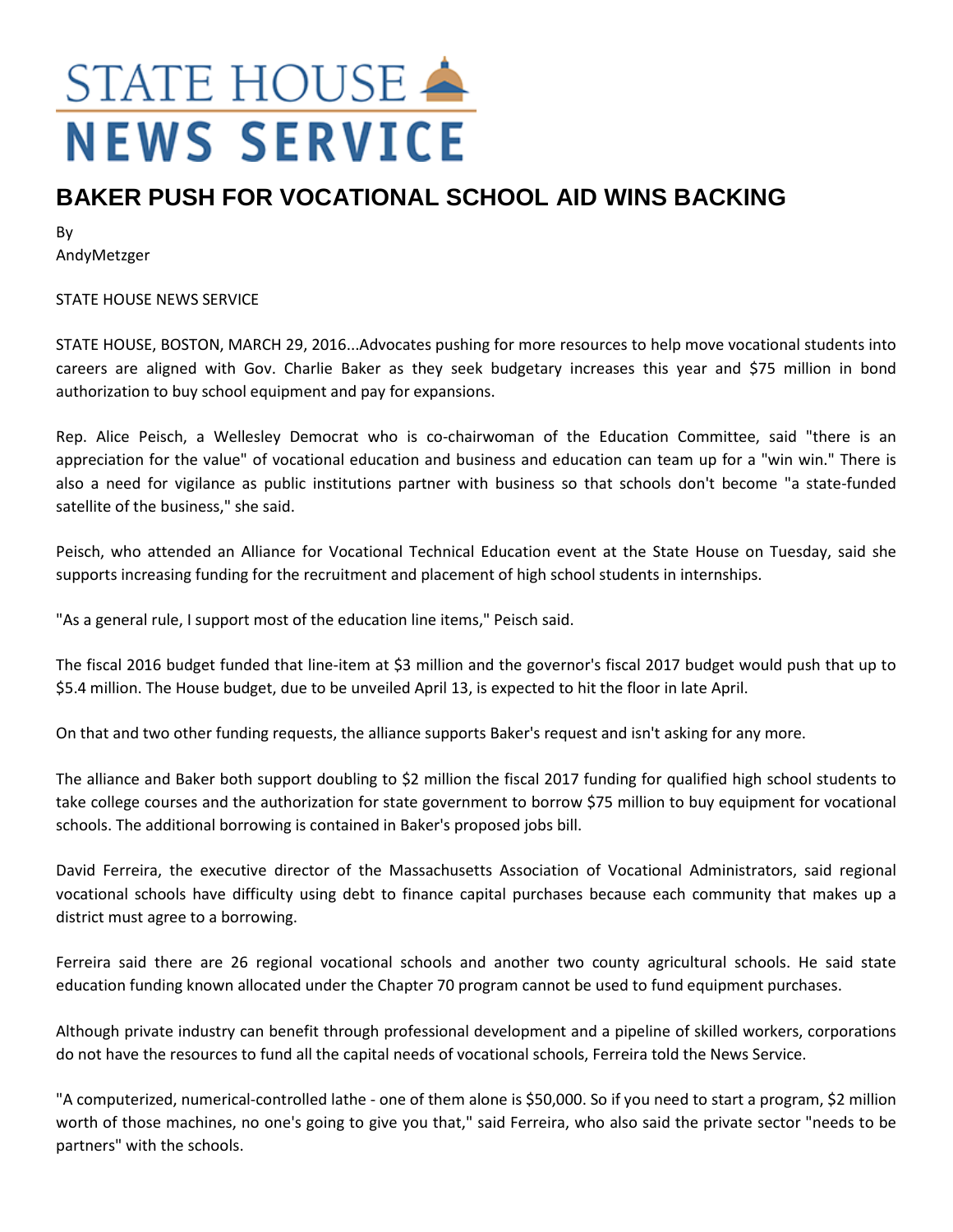# STATE HOUSE NEWS SERVICE

## BAKER PUSH FOR VOCATIONAL SCHOOL AID WINS BACKING

By
AndyMetzger

STATE HOUSE NEWS SERVICE

STATE HOUSE, BOSTON, MARCH 29, 2016...Advocates pushing for more resources to help move vocational students into careers are aligned with Gov. Charlie Baker as they seek budgetary increases this year and $75 million in bond authorization to buy school equipment and pay for expansions.

Rep. Alice Peisch, a Wellesley Democrat who is co-chairwoman of the Education Committee, said "there is an appreciation for the value" of vocational education and business and education can team up for a "win win." There is also a need for vigilance as public institutions partner with business so that schools don't become "a state-funded satellite of the business," she said.

Peisch, who attended an Alliance for Vocational Technical Education event at the State House on Tuesday, said she supports increasing funding for the recruitment and placement of high school students in internships.

"As a general rule, I support most of the education line items," Peisch said.

The fiscal 2016 budget funded that line-item at $3 million and the governor's fiscal 2017 budget would push that up to $5.4 million. The House budget, due to be unveiled April 13, is expected to hit the floor in late April.

On that and two other funding requests, the alliance supports Baker's request and isn't asking for any more.

The alliance and Baker both support doubling to $2 million the fiscal 2017 funding for qualified high school students to take college courses and the authorization for state government to borrow $75 million to buy equipment for vocational schools. The additional borrowing is contained in Baker's proposed jobs bill.

David Ferreira, the executive director of the Massachusetts Association of Vocational Administrators, said regional vocational schools have difficulty using debt to finance capital purchases because each community that makes up a district must agree to a borrowing.

Ferreira said there are 26 regional vocational schools and another two county agricultural schools. He said state education funding known allocated under the Chapter 70 program cannot be used to fund equipment purchases.

Although private industry can benefit through professional development and a pipeline of skilled workers, corporations do not have the resources to fund all the capital needs of vocational schools, Ferreira told the News Service.

"A computerized, numerical-controlled lathe - one of them alone is $50,000. So if you need to start a program, $2 million worth of those machines, no one's going to give you that," said Ferreira, who also said the private sector "needs to be partners" with the schools.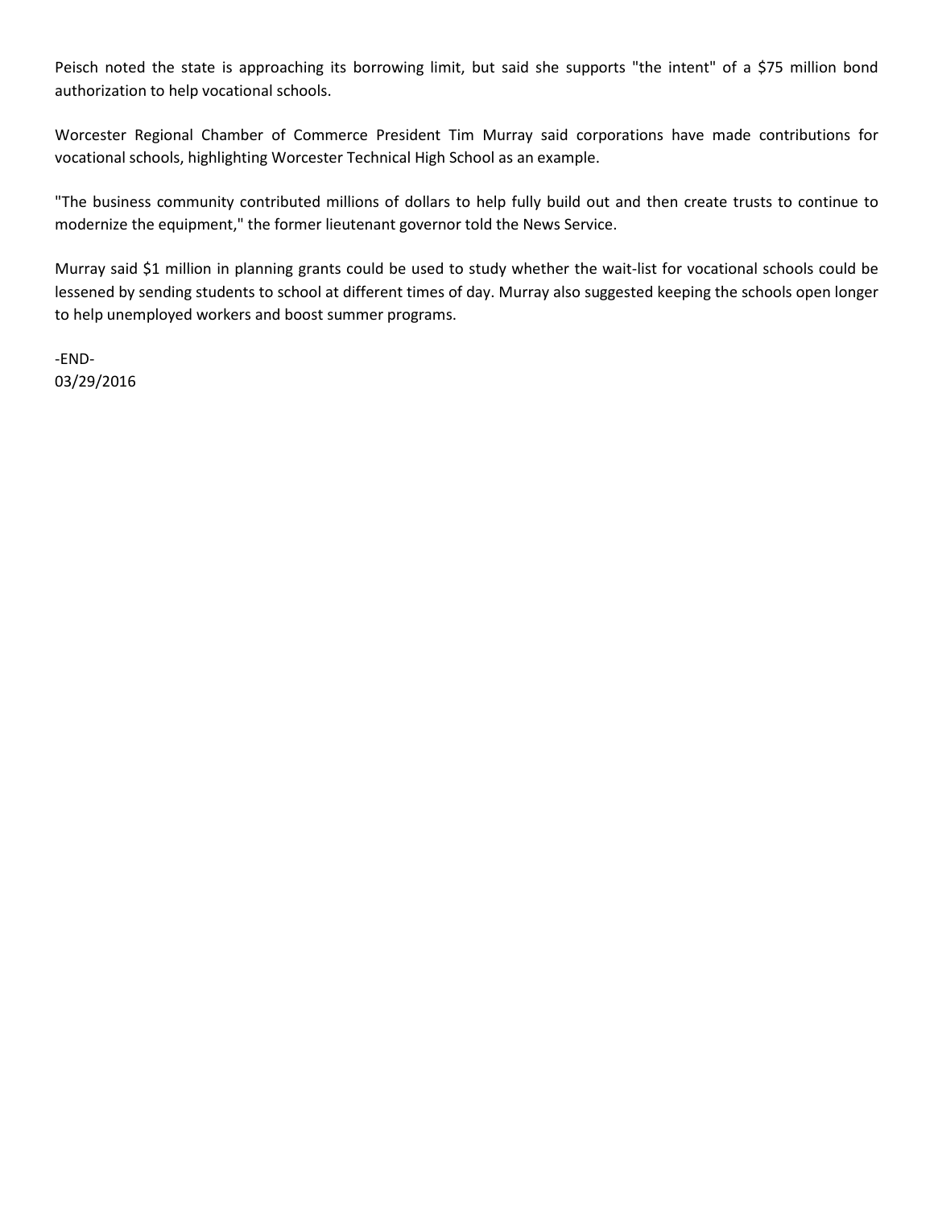Peisch noted the state is approaching its borrowing limit, but said she supports "the intent" of a $75 million bond authorization to help vocational schools.

Worcester Regional Chamber of Commerce President Tim Murray said corporations have made contributions for vocational schools, highlighting Worcester Technical High School as an example.

"The business community contributed millions of dollars to help fully build out and then create trusts to continue to modernize the equipment," the former lieutenant governor told the News Service.

Murray said $1 million in planning grants could be used to study whether the wait-list for vocational schools could be lessened by sending students to school at different times of day. Murray also suggested keeping the schools open longer to help unemployed workers and boost summer programs.

-END-
03/29/2016